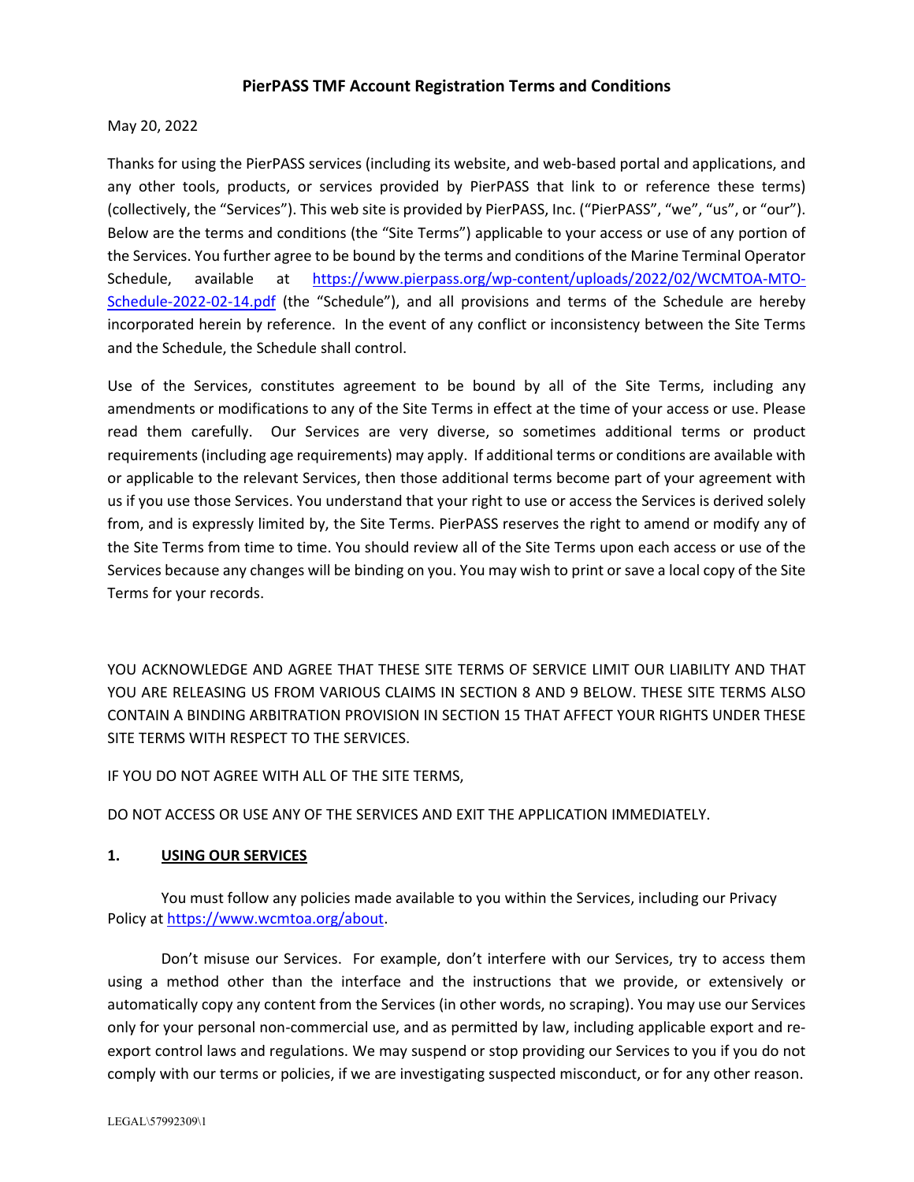# PierPASS TMF Account Registration Terms and Conditions

May 20, 2022

Thanks for using the PierPASS services (including its website, and web-based portal and applications, and any other tools, products, or services provided by PierPASS that link to or reference these terms) (collectively, the "Services"). This web site is provided by PierPASS, Inc. ("PierPASS", "we", "us", or "our"). Below are the terms and conditions (the "Site Terms") applicable to your access or use of any portion of the Services. You further agree to be bound by the terms and conditions of the Marine Terminal Operator Schedule, available at [https://www.pierpass.org/wp-content/uploads/2022/02/WCMTOA-MTO-Schedule-2022-02-14.pdf](https://www.pierpass.org/wp-content/uploads/2022/02/WCMTOA-MTO-Schedule-2022-02-14.pdf) (the "Schedule"), and all provisions and terms of the Schedule are hereby incorporated herein by reference. In the event of any conflict or inconsistency between the Site Terms and the Schedule, the Schedule shall control.

Use of the Services, constitutes agreement to be bound by all of the Site Terms, including any amendments or modifications to any of the Site Terms in effect at the time of your access or use. Please read them carefully. Our Services are very diverse, so sometimes additional terms or product requirements (including age requirements) may apply. If additional terms or conditions are available with or applicable to the relevant Services, then those additional terms become part of your agreement with us if you use those Services. You understand that your right to use or access the Services is derived solely from, and is expressly limited by, the Site Terms. PierPASS reserves the right to amend or modify any of the Site Terms from time to time. You should review all of the Site Terms upon each access or use of the Services because any changes will be binding on you. You may wish to print or save a local copy of the Site Terms for your records.

YOU ACKNOWLEDGE AND AGREE THAT THESE SITE TERMS OF SERVICE LIMIT OUR LIABILITY AND THAT YOU ARE RELEASING US FROM VARIOUS CLAIMS IN SECTION 8 AND 9 BELOW. THESE SITE TERMS ALSO CONTAIN A BINDING ARBITRATION PROVISION IN SECTION 15 THAT AFFECT YOUR RIGHTS UNDER THESE SITE TERMS WITH RESPECT TO THE SERVICES.

IF YOU DO NOT AGREE WITH ALL OF THE SITE TERMS,

DO NOT ACCESS OR USE ANY OF THE SERVICES AND EXIT THE APPLICATION IMMEDIATELY.

## 1. USING OUR SERVICES

You must follow any policies made available to you within the Services, including our Privacy Policy at [https://www.wcmtoa.org/about](https://www.wcmtoa.org/about).

Don't misuse our Services. For example, don't interfere with our Services, try to access them using a method other than the interface and the instructions that we provide, or extensively or automatically copy any content from the Services (in other words, no scraping). You may use our Services only for your personal non-commercial use, and as permitted by law, including applicable export and re-export control laws and regulations. We may suspend or stop providing our Services to you if you do not comply with our terms or policies, if we are investigating suspected misconduct, or for any other reason.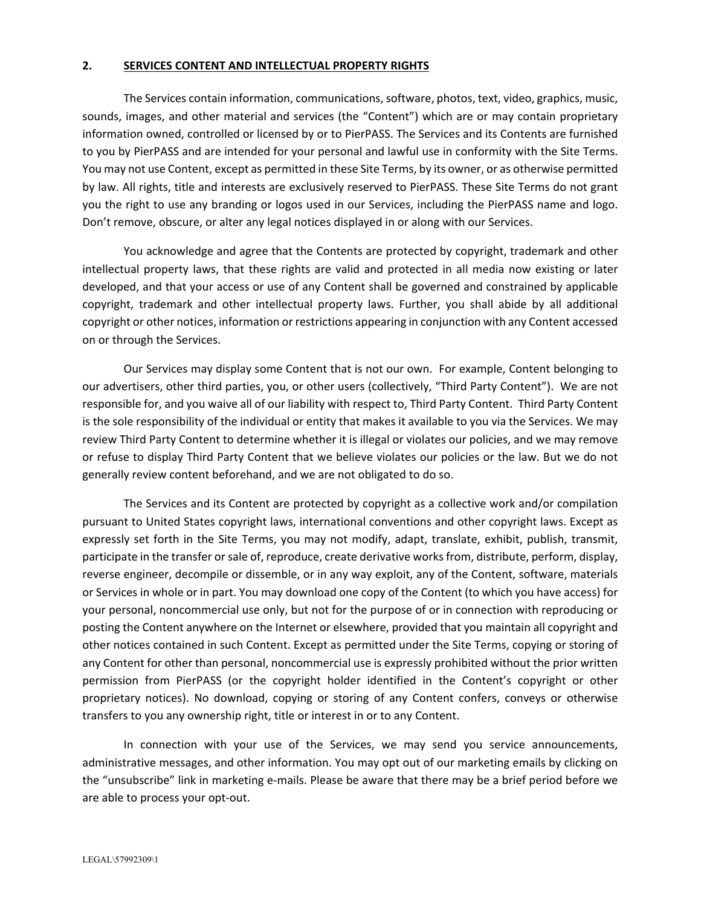## 2. SERVICES CONTENT AND INTELLECTUAL PROPERTY RIGHTS

The Services contain information, communications, software, photos, text, video, graphics, music, sounds, images, and other material and services (the "Content") which are or may contain proprietary information owned, controlled or licensed by or to PierPASS. The Services and its Contents are furnished to you by PierPASS and are intended for your personal and lawful use in conformity with the Site Terms. You may not use Content, except as permitted in these Site Terms, by its owner, or as otherwise permitted by law. All rights, title and interests are exclusively reserved to PierPASS. These Site Terms do not grant you the right to use any branding or logos used in our Services, including the PierPASS name and logo. Don't remove, obscure, or alter any legal notices displayed in or along with our Services.

You acknowledge and agree that the Contents are protected by copyright, trademark and other intellectual property laws, that these rights are valid and protected in all media now existing or later developed, and that your access or use of any Content shall be governed and constrained by applicable copyright, trademark and other intellectual property laws. Further, you shall abide by all additional copyright or other notices, information or restrictions appearing in conjunction with any Content accessed on or through the Services.

Our Services may display some Content that is not our own. For example, Content belonging to our advertisers, other third parties, you, or other users (collectively, "Third Party Content"). We are not responsible for, and you waive all of our liability with respect to, Third Party Content. Third Party Content is the sole responsibility of the individual or entity that makes it available to you via the Services. We may review Third Party Content to determine whether it is illegal or violates our policies, and we may remove or refuse to display Third Party Content that we believe violates our policies or the law. But we do not generally review content beforehand, and we are not obligated to do so.

The Services and its Content are protected by copyright as a collective work and/or compilation pursuant to United States copyright laws, international conventions and other copyright laws. Except as expressly set forth in the Site Terms, you may not modify, adapt, translate, exhibit, publish, transmit, participate in the transfer or sale of, reproduce, create derivative works from, distribute, perform, display, reverse engineer, decompile or dissemble, or in any way exploit, any of the Content, software, materials or Services in whole or in part. You may download one copy of the Content (to which you have access) for your personal, noncommercial use only, but not for the purpose of or in connection with reproducing or posting the Content anywhere on the Internet or elsewhere, provided that you maintain all copyright and other notices contained in such Content. Except as permitted under the Site Terms, copying or storing of any Content for other than personal, noncommercial use is expressly prohibited without the prior written permission from PierPASS (or the copyright holder identified in the Content's copyright or other proprietary notices). No download, copying or storing of any Content confers, conveys or otherwise transfers to you any ownership right, title or interest in or to any Content.

In connection with your use of the Services, we may send you service announcements, administrative messages, and other information. You may opt out of our marketing emails by clicking on the "unsubscribe" link in marketing e-mails. Please be aware that there may be a brief period before we are able to process your opt-out.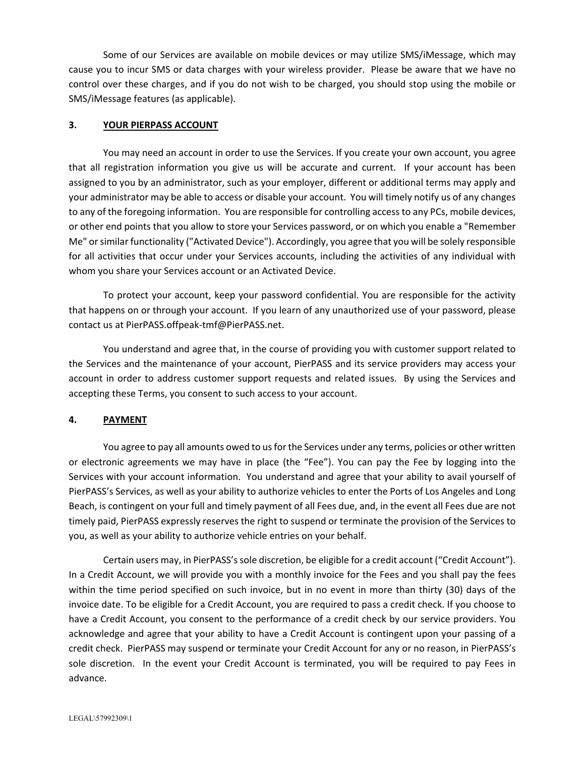Some of our Services are available on mobile devices or may utilize SMS/iMessage, which may cause you to incur SMS or data charges with your wireless provider. Please be aware that we have no control over these charges, and if you do not wish to be charged, you should stop using the mobile or SMS/iMessage features (as applicable).

## 3. YOUR PIERPASS ACCOUNT

You may need an account in order to use the Services. If you create your own account, you agree that all registration information you give us will be accurate and current. If your account has been assigned to you by an administrator, such as your employer, different or additional terms may apply and your administrator may be able to access or disable your account. You will timely notify us of any changes to any of the foregoing information. You are responsible for controlling access to any PCs, mobile devices, or other end points that you allow to store your Services password, or on which you enable a "Remember Me" or similar functionality ("Activated Device"). Accordingly, you agree that you will be solely responsible for all activities that occur under your Services accounts, including the activities of any individual with whom you share your Services account or an Activated Device.

To protect your account, keep your password confidential. You are responsible for the activity that happens on or through your account. If you learn of any unauthorized use of your password, please contact us at PierPASS.offpeak-tmf@PierPASS.net.

You understand and agree that, in the course of providing you with customer support related to the Services and the maintenance of your account, PierPASS and its service providers may access your account in order to address customer support requests and related issues. By using the Services and accepting these Terms, you consent to such access to your account.

## 4. PAYMENT

You agree to pay all amounts owed to us for the Services under any terms, policies or other written or electronic agreements we may have in place (the "Fee"). You can pay the Fee by logging into the Services with your account information. You understand and agree that your ability to avail yourself of PierPASS's Services, as well as your ability to authorize vehicles to enter the Ports of Los Angeles and Long Beach, is contingent on your full and timely payment of all Fees due, and, in the event all Fees due are not timely paid, PierPASS expressly reserves the right to suspend or terminate the provision of the Services to you, as well as your ability to authorize vehicle entries on your behalf.

Certain users may, in PierPASS's sole discretion, be eligible for a credit account ("Credit Account"). In a Credit Account, we will provide you with a monthly invoice for the Fees and you shall pay the fees within the time period specified on such invoice, but in no event in more than thirty (30) days of the invoice date. To be eligible for a Credit Account, you are required to pass a credit check. If you choose to have a Credit Account, you consent to the performance of a credit check by our service providers. You acknowledge and agree that your ability to have a Credit Account is contingent upon your passing of a credit check. PierPASS may suspend or terminate your Credit Account for any or no reason, in PierPASS's sole discretion. In the event your Credit Account is terminated, you will be required to pay Fees in advance.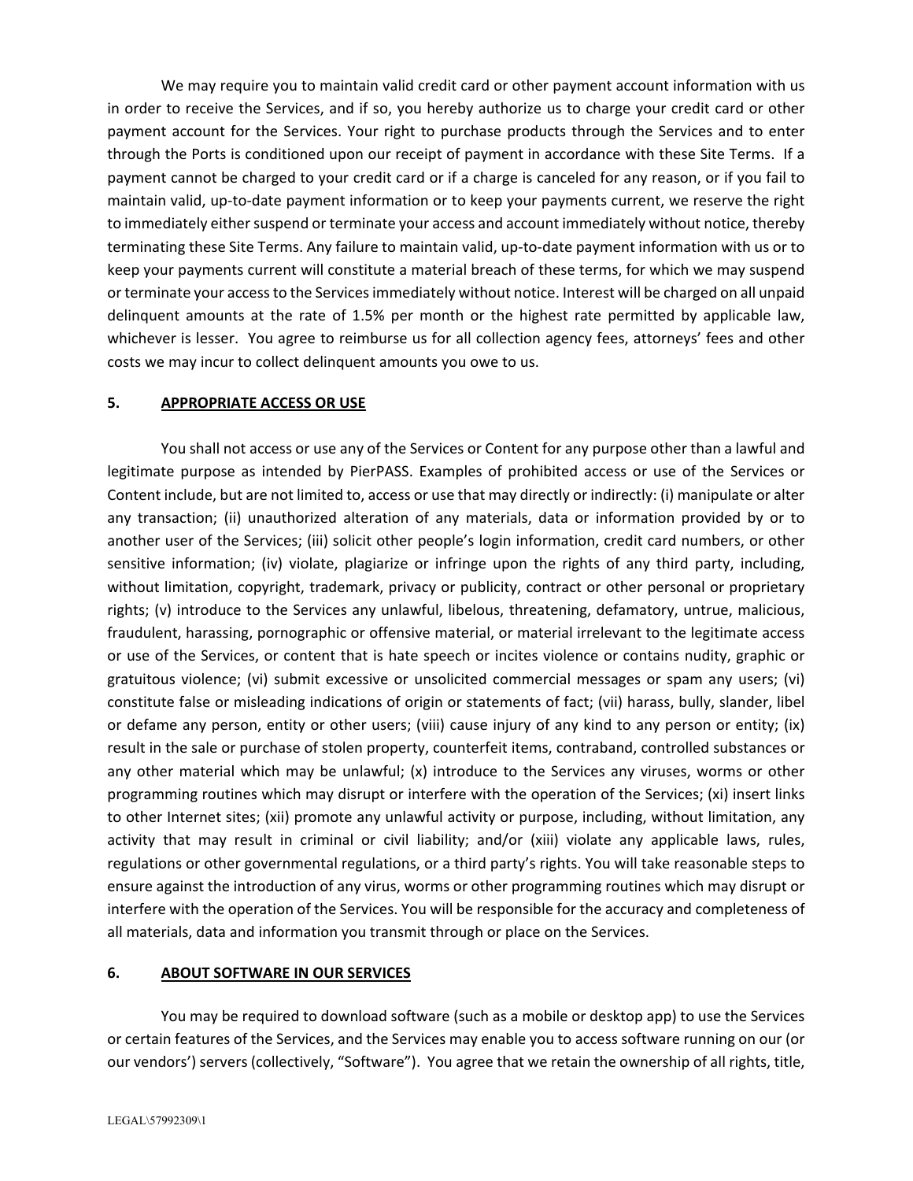We may require you to maintain valid credit card or other payment account information with us in order to receive the Services, and if so, you hereby authorize us to charge your credit card or other payment account for the Services. Your right to purchase products through the Services and to enter through the Ports is conditioned upon our receipt of payment in accordance with these Site Terms. If a payment cannot be charged to your credit card or if a charge is canceled for any reason, or if you fail to maintain valid, up-to-date payment information or to keep your payments current, we reserve the right to immediately either suspend or terminate your access and account immediately without notice, thereby terminating these Site Terms. Any failure to maintain valid, up-to-date payment information with us or to keep your payments current will constitute a material breach of these terms, for which we may suspend or terminate your access to the Services immediately without notice. Interest will be charged on all unpaid delinquent amounts at the rate of 1.5% per month or the highest rate permitted by applicable law, whichever is lesser. You agree to reimburse us for all collection agency fees, attorneys' fees and other costs we may incur to collect delinquent amounts you owe to us.

## 5. APPROPRIATE ACCESS OR USE

You shall not access or use any of the Services or Content for any purpose other than a lawful and legitimate purpose as intended by PierPASS. Examples of prohibited access or use of the Services or Content include, but are not limited to, access or use that may directly or indirectly: (i) manipulate or alter any transaction; (ii) unauthorized alteration of any materials, data or information provided by or to another user of the Services; (iii) solicit other people's login information, credit card numbers, or other sensitive information; (iv) violate, plagiarize or infringe upon the rights of any third party, including, without limitation, copyright, trademark, privacy or publicity, contract or other personal or proprietary rights; (v) introduce to the Services any unlawful, libelous, threatening, defamatory, untrue, malicious, fraudulent, harassing, pornographic or offensive material, or material irrelevant to the legitimate access or use of the Services, or content that is hate speech or incites violence or contains nudity, graphic or gratuitous violence; (vi) submit excessive or unsolicited commercial messages or spam any users; (vi) constitute false or misleading indications of origin or statements of fact; (vii) harass, bully, slander, libel or defame any person, entity or other users; (viii) cause injury of any kind to any person or entity; (ix) result in the sale or purchase of stolen property, counterfeit items, contraband, controlled substances or any other material which may be unlawful; (x) introduce to the Services any viruses, worms or other programming routines which may disrupt or interfere with the operation of the Services; (xi) insert links to other Internet sites; (xii) promote any unlawful activity or purpose, including, without limitation, any activity that may result in criminal or civil liability; and/or (xiii) violate any applicable laws, rules, regulations or other governmental regulations, or a third party's rights. You will take reasonable steps to ensure against the introduction of any virus, worms or other programming routines which may disrupt or interfere with the operation of the Services. You will be responsible for the accuracy and completeness of all materials, data and information you transmit through or place on the Services.

## 6. ABOUT SOFTWARE IN OUR SERVICES

You may be required to download software (such as a mobile or desktop app) to use the Services or certain features of the Services, and the Services may enable you to access software running on our (or our vendors') servers (collectively, "Software"). You agree that we retain the ownership of all rights, title,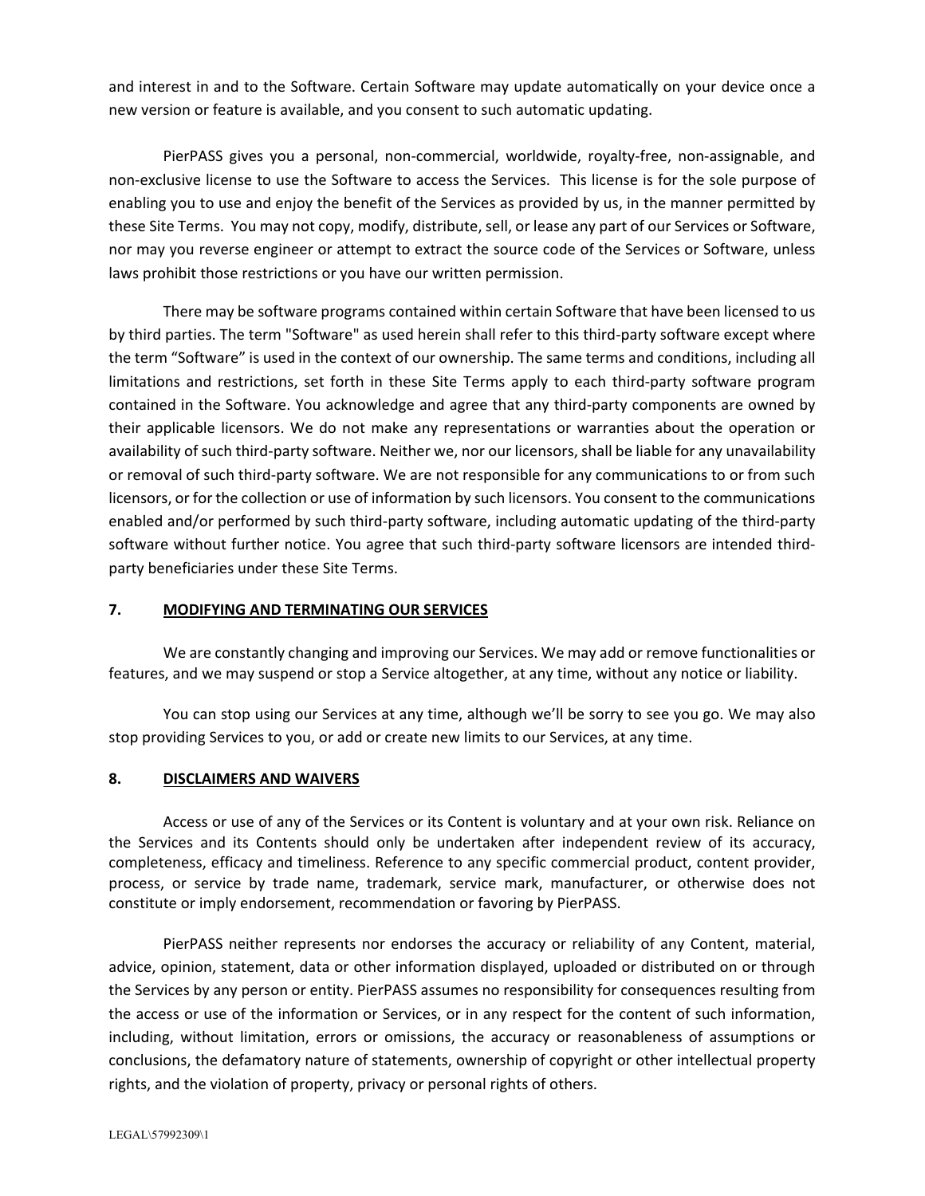and interest in and to the Software. Certain Software may update automatically on your device once a new version or feature is available, and you consent to such automatic updating.

PierPASS gives you a personal, non-commercial, worldwide, royalty-free, non-assignable, and non-exclusive license to use the Software to access the Services. This license is for the sole purpose of enabling you to use and enjoy the benefit of the Services as provided by us, in the manner permitted by these Site Terms. You may not copy, modify, distribute, sell, or lease any part of our Services or Software, nor may you reverse engineer or attempt to extract the source code of the Services or Software, unless laws prohibit those restrictions or you have our written permission.

There may be software programs contained within certain Software that have been licensed to us by third parties. The term "Software" as used herein shall refer to this third-party software except where the term "Software" is used in the context of our ownership. The same terms and conditions, including all limitations and restrictions, set forth in these Site Terms apply to each third-party software program contained in the Software. You acknowledge and agree that any third-party components are owned by their applicable licensors. We do not make any representations or warranties about the operation or availability of such third-party software. Neither we, nor our licensors, shall be liable for any unavailability or removal of such third-party software. We are not responsible for any communications to or from such licensors, or for the collection or use of information by such licensors. You consent to the communications enabled and/or performed by such third-party software, including automatic updating of the third-party software without further notice. You agree that such third-party software licensors are intended third-party beneficiaries under these Site Terms.

## 7. MODIFYING AND TERMINATING OUR SERVICES

We are constantly changing and improving our Services. We may add or remove functionalities or features, and we may suspend or stop a Service altogether, at any time, without any notice or liability.

You can stop using our Services at any time, although we'll be sorry to see you go. We may also stop providing Services to you, or add or create new limits to our Services, at any time.

## 8. DISCLAIMERS AND WAIVERS

Access or use of any of the Services or its Content is voluntary and at your own risk. Reliance on the Services and its Contents should only be undertaken after independent review of its accuracy, completeness, efficacy and timeliness. Reference to any specific commercial product, content provider, process, or service by trade name, trademark, service mark, manufacturer, or otherwise does not constitute or imply endorsement, recommendation or favoring by PierPASS.

PierPASS neither represents nor endorses the accuracy or reliability of any Content, material, advice, opinion, statement, data or other information displayed, uploaded or distributed on or through the Services by any person or entity. PierPASS assumes no responsibility for consequences resulting from the access or use of the information or Services, or in any respect for the content of such information, including, without limitation, errors or omissions, the accuracy or reasonableness of assumptions or conclusions, the defamatory nature of statements, ownership of copyright or other intellectual property rights, and the violation of property, privacy or personal rights of others.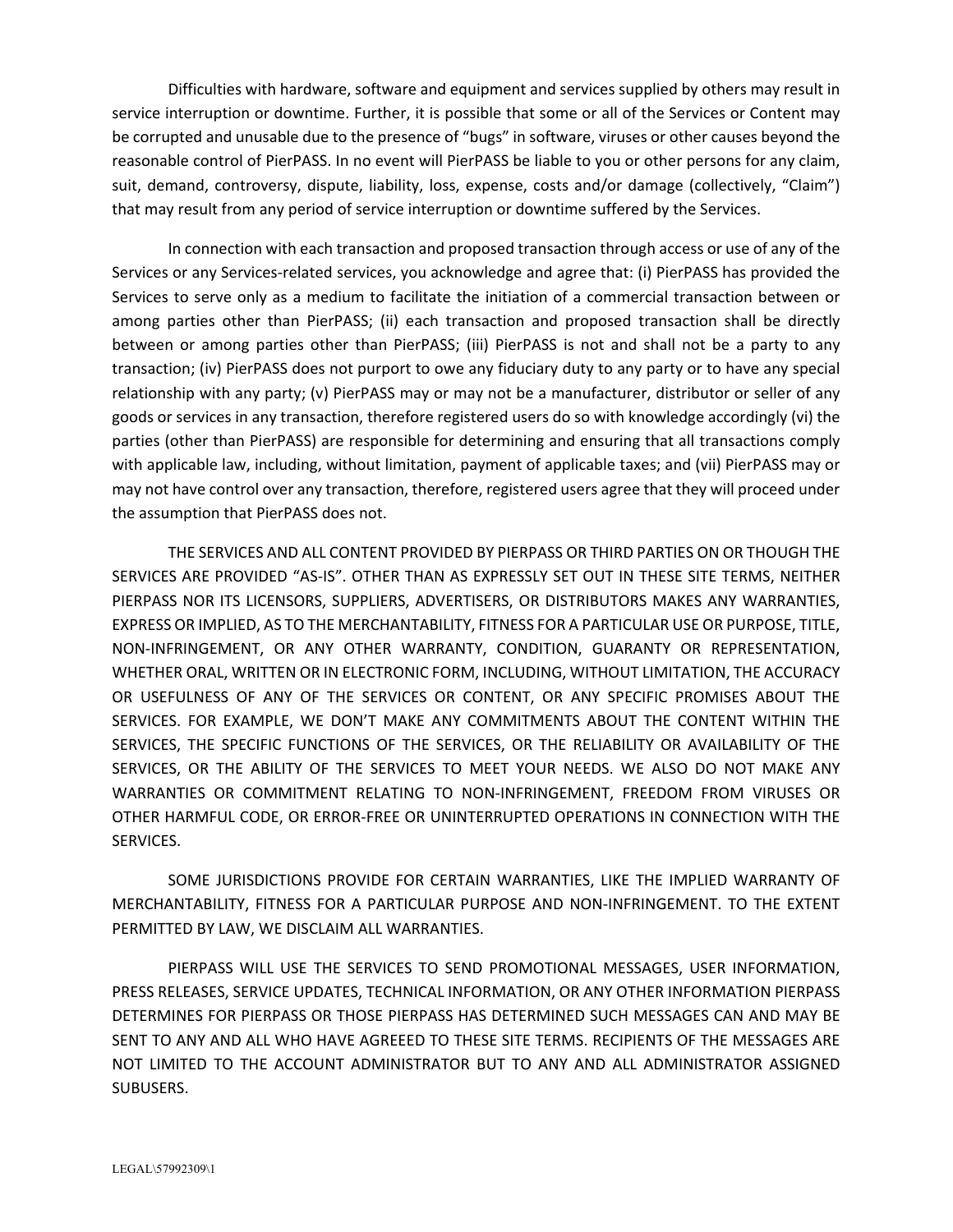Difficulties with hardware, software and equipment and services supplied by others may result in service interruption or downtime. Further, it is possible that some or all of the Services or Content may be corrupted and unusable due to the presence of "bugs" in software, viruses or other causes beyond the reasonable control of PierPASS. In no event will PierPASS be liable to you or other persons for any claim, suit, demand, controversy, dispute, liability, loss, expense, costs and/or damage (collectively, "Claim") that may result from any period of service interruption or downtime suffered by the Services.

In connection with each transaction and proposed transaction through access or use of any of the Services or any Services-related services, you acknowledge and agree that: (i) PierPASS has provided the Services to serve only as a medium to facilitate the initiation of a commercial transaction between or among parties other than PierPASS; (ii) each transaction and proposed transaction shall be directly between or among parties other than PierPASS; (iii) PierPASS is not and shall not be a party to any transaction; (iv) PierPASS does not purport to owe any fiduciary duty to any party or to have any special relationship with any party; (v) PierPASS may or may not be a manufacturer, distributor or seller of any goods or services in any transaction, therefore registered users do so with knowledge accordingly (vi) the parties (other than PierPASS) are responsible for determining and ensuring that all transactions comply with applicable law, including, without limitation, payment of applicable taxes; and (vii) PierPASS may or may not have control over any transaction, therefore, registered users agree that they will proceed under the assumption that PierPASS does not.

THE SERVICES AND ALL CONTENT PROVIDED BY PIERPASS OR THIRD PARTIES ON OR THOUGH THE SERVICES ARE PROVIDED "AS-IS". OTHER THAN AS EXPRESSLY SET OUT IN THESE SITE TERMS, NEITHER PIERPASS NOR ITS LICENSORS, SUPPLIERS, ADVERTISERS, OR DISTRIBUTORS MAKES ANY WARRANTIES, EXPRESS OR IMPLIED, AS TO THE MERCHANTABILITY, FITNESS FOR A PARTICULAR USE OR PURPOSE, TITLE, NON-INFRINGEMENT, OR ANY OTHER WARRANTY, CONDITION, GUARANTY OR REPRESENTATION, WHETHER ORAL, WRITTEN OR IN ELECTRONIC FORM, INCLUDING, WITHOUT LIMITATION, THE ACCURACY OR USEFULNESS OF ANY OF THE SERVICES OR CONTENT, OR ANY SPECIFIC PROMISES ABOUT THE SERVICES. FOR EXAMPLE, WE DON'T MAKE ANY COMMITMENTS ABOUT THE CONTENT WITHIN THE SERVICES, THE SPECIFIC FUNCTIONS OF THE SERVICES, OR THE RELIABILITY OR AVAILABILITY OF THE SERVICES, OR THE ABILITY OF THE SERVICES TO MEET YOUR NEEDS. WE ALSO DO NOT MAKE ANY WARRANTIES OR COMMITMENT RELATING TO NON-INFRINGEMENT, FREEDOM FROM VIRUSES OR OTHER HARMFUL CODE, OR ERROR-FREE OR UNINTERRUPTED OPERATIONS IN CONNECTION WITH THE SERVICES.

SOME JURISDICTIONS PROVIDE FOR CERTAIN WARRANTIES, LIKE THE IMPLIED WARRANTY OF MERCHANTABILITY, FITNESS FOR A PARTICULAR PURPOSE AND NON-INFRINGEMENT. TO THE EXTENT PERMITTED BY LAW, WE DISCLAIM ALL WARRANTIES.

PIERPASS WILL USE THE SERVICES TO SEND PROMOTIONAL MESSAGES, USER INFORMATION, PRESS RELEASES, SERVICE UPDATES, TECHNICAL INFORMATION, OR ANY OTHER INFORMATION PIERPASS DETERMINES FOR PIERPASS OR THOSE PIERPASS HAS DETERMINED SUCH MESSAGES CAN AND MAY BE SENT TO ANY AND ALL WHO HAVE AGREEED TO THESE SITE TERMS. RECIPIENTS OF THE MESSAGES ARE NOT LIMITED TO THE ACCOUNT ADMINISTRATOR BUT TO ANY AND ALL ADMINISTRATOR ASSIGNED SUBUSERS.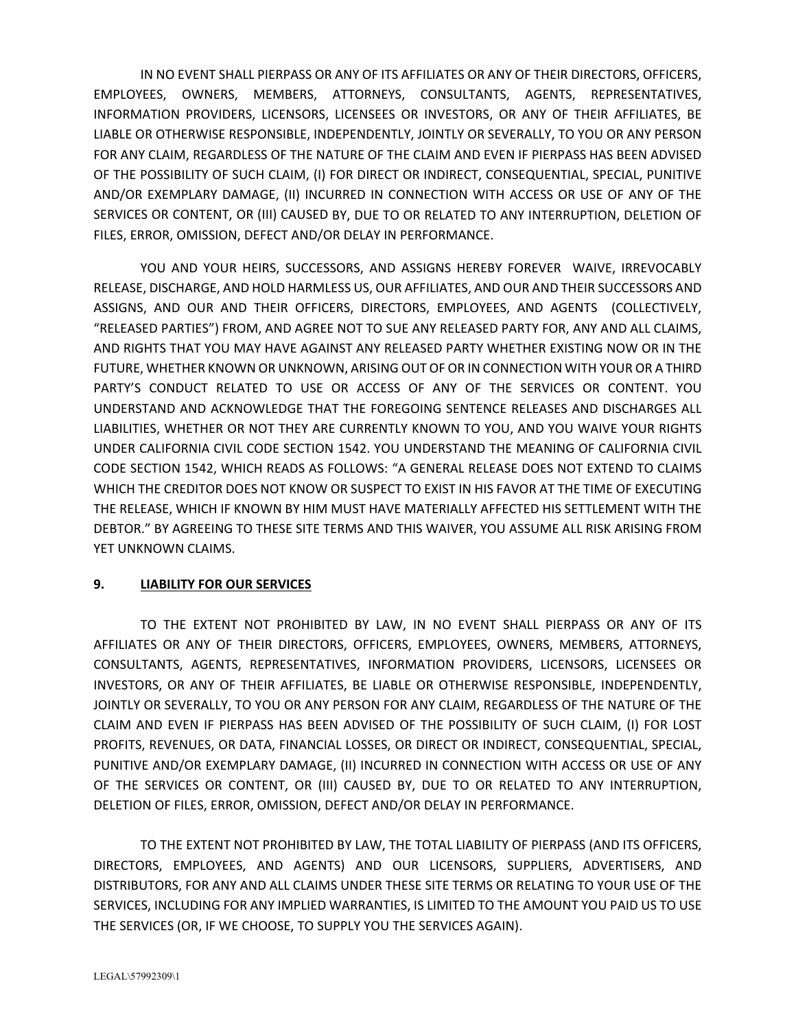IN NO EVENT SHALL PIERPASS OR ANY OF ITS AFFILIATES OR ANY OF THEIR DIRECTORS, OFFICERS, EMPLOYEES, OWNERS, MEMBERS, ATTORNEYS, CONSULTANTS, AGENTS, REPRESENTATIVES, INFORMATION PROVIDERS, LICENSORS, LICENSEES OR INVESTORS, OR ANY OF THEIR AFFILIATES, BE LIABLE OR OTHERWISE RESPONSIBLE, INDEPENDENTLY, JOINTLY OR SEVERALLY, TO YOU OR ANY PERSON FOR ANY CLAIM, REGARDLESS OF THE NATURE OF THE CLAIM AND EVEN IF PIERPASS HAS BEEN ADVISED OF THE POSSIBILITY OF SUCH CLAIM, (I) FOR DIRECT OR INDIRECT, CONSEQUENTIAL, SPECIAL, PUNITIVE AND/OR EXEMPLARY DAMAGE, (II) INCURRED IN CONNECTION WITH ACCESS OR USE OF ANY OF THE SERVICES OR CONTENT, OR (III) CAUSED BY, DUE TO OR RELATED TO ANY INTERRUPTION, DELETION OF FILES, ERROR, OMISSION, DEFECT AND/OR DELAY IN PERFORMANCE.

YOU AND YOUR HEIRS, SUCCESSORS, AND ASSIGNS HEREBY FOREVER WAIVE, IRREVOCABLY RELEASE, DISCHARGE, AND HOLD HARMLESS US, OUR AFFILIATES, AND OUR AND THEIR SUCCESSORS AND ASSIGNS, AND OUR AND THEIR OFFICERS, DIRECTORS, EMPLOYEES, AND AGENTS (COLLECTIVELY, "RELEASED PARTIES") FROM, AND AGREE NOT TO SUE ANY RELEASED PARTY FOR, ANY AND ALL CLAIMS, AND RIGHTS THAT YOU MAY HAVE AGAINST ANY RELEASED PARTY WHETHER EXISTING NOW OR IN THE FUTURE, WHETHER KNOWN OR UNKNOWN, ARISING OUT OF OR IN CONNECTION WITH YOUR OR A THIRD PARTY'S CONDUCT RELATED TO USE OR ACCESS OF ANY OF THE SERVICES OR CONTENT. YOU UNDERSTAND AND ACKNOWLEDGE THAT THE FOREGOING SENTENCE RELEASES AND DISCHARGES ALL LIABILITIES, WHETHER OR NOT THEY ARE CURRENTLY KNOWN TO YOU, AND YOU WAIVE YOUR RIGHTS UNDER CALIFORNIA CIVIL CODE SECTION 1542. YOU UNDERSTAND THE MEANING OF CALIFORNIA CIVIL CODE SECTION 1542, WHICH READS AS FOLLOWS: "A GENERAL RELEASE DOES NOT EXTEND TO CLAIMS WHICH THE CREDITOR DOES NOT KNOW OR SUSPECT TO EXIST IN HIS FAVOR AT THE TIME OF EXECUTING THE RELEASE, WHICH IF KNOWN BY HIM MUST HAVE MATERIALLY AFFECTED HIS SETTLEMENT WITH THE DEBTOR." BY AGREEING TO THESE SITE TERMS AND THIS WAIVER, YOU ASSUME ALL RISK ARISING FROM YET UNKNOWN CLAIMS.

## 9. LIABILITY FOR OUR SERVICES

TO THE EXTENT NOT PROHIBITED BY LAW, IN NO EVENT SHALL PIERPASS OR ANY OF ITS AFFILIATES OR ANY OF THEIR DIRECTORS, OFFICERS, EMPLOYEES, OWNERS, MEMBERS, ATTORNEYS, CONSULTANTS, AGENTS, REPRESENTATIVES, INFORMATION PROVIDERS, LICENSORS, LICENSEES OR INVESTORS, OR ANY OF THEIR AFFILIATES, BE LIABLE OR OTHERWISE RESPONSIBLE, INDEPENDENTLY, JOINTLY OR SEVERALLY, TO YOU OR ANY PERSON FOR ANY CLAIM, REGARDLESS OF THE NATURE OF THE CLAIM AND EVEN IF PIERPASS HAS BEEN ADVISED OF THE POSSIBILITY OF SUCH CLAIM, (I) FOR LOST PROFITS, REVENUES, OR DATA, FINANCIAL LOSSES, OR DIRECT OR INDIRECT, CONSEQUENTIAL, SPECIAL, PUNITIVE AND/OR EXEMPLARY DAMAGE, (II) INCURRED IN CONNECTION WITH ACCESS OR USE OF ANY OF THE SERVICES OR CONTENT, OR (III) CAUSED BY, DUE TO OR RELATED TO ANY INTERRUPTION, DELETION OF FILES, ERROR, OMISSION, DEFECT AND/OR DELAY IN PERFORMANCE.

TO THE EXTENT NOT PROHIBITED BY LAW, THE TOTAL LIABILITY OF PIERPASS (AND ITS OFFICERS, DIRECTORS, EMPLOYEES, AND AGENTS) AND OUR LICENSORS, SUPPLIERS, ADVERTISERS, AND DISTRIBUTORS, FOR ANY AND ALL CLAIMS UNDER THESE SITE TERMS OR RELATING TO YOUR USE OF THE SERVICES, INCLUDING FOR ANY IMPLIED WARRANTIES, IS LIMITED TO THE AMOUNT YOU PAID US TO USE THE SERVICES (OR, IF WE CHOOSE, TO SUPPLY YOU THE SERVICES AGAIN).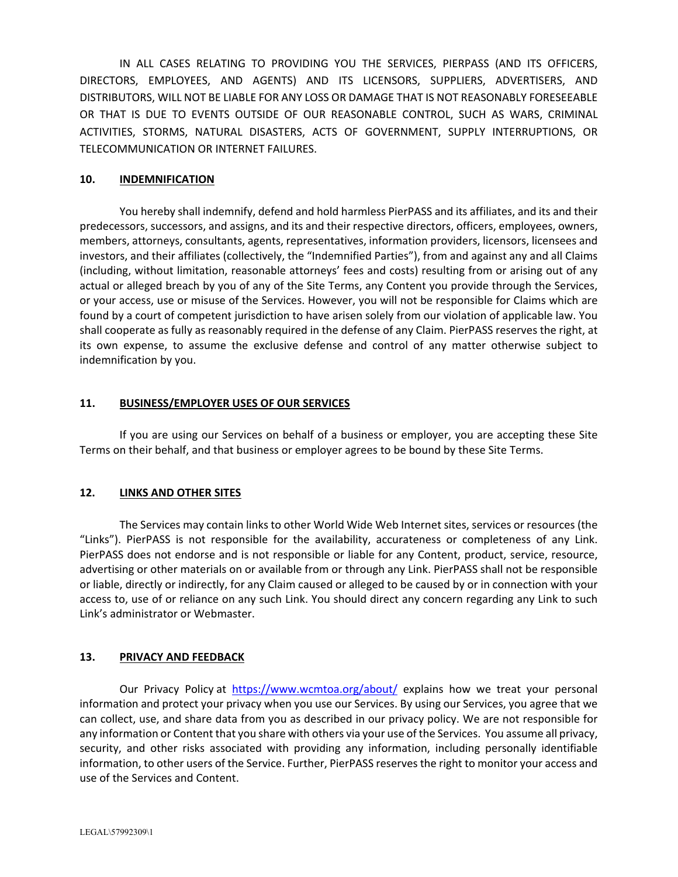IN ALL CASES RELATING TO PROVIDING YOU THE SERVICES, PIERPASS (AND ITS OFFICERS, DIRECTORS, EMPLOYEES, AND AGENTS) AND ITS LICENSORS, SUPPLIERS, ADVERTISERS, AND DISTRIBUTORS, WILL NOT BE LIABLE FOR ANY LOSS OR DAMAGE THAT IS NOT REASONABLY FORESEEABLE OR THAT IS DUE TO EVENTS OUTSIDE OF OUR REASONABLE CONTROL, SUCH AS WARS, CRIMINAL ACTIVITIES, STORMS, NATURAL DISASTERS, ACTS OF GOVERNMENT, SUPPLY INTERRUPTIONS, OR TELECOMMUNICATION OR INTERNET FAILURES.

## 10. INDEMNIFICATION

You hereby shall indemnify, defend and hold harmless PierPASS and its affiliates, and its and their predecessors, successors, and assigns, and its and their respective directors, officers, employees, owners, members, attorneys, consultants, agents, representatives, information providers, licensors, licensees and investors, and their affiliates (collectively, the "Indemnified Parties"), from and against any and all Claims (including, without limitation, reasonable attorneys' fees and costs) resulting from or arising out of any actual or alleged breach by you of any of the Site Terms, any Content you provide through the Services, or your access, use or misuse of the Services. However, you will not be responsible for Claims which are found by a court of competent jurisdiction to have arisen solely from our violation of applicable law. You shall cooperate as fully as reasonably required in the defense of any Claim. PierPASS reserves the right, at its own expense, to assume the exclusive defense and control of any matter otherwise subject to indemnification by you.

## 11. BUSINESS/EMPLOYER USES OF OUR SERVICES

If you are using our Services on behalf of a business or employer, you are accepting these Site Terms on their behalf, and that business or employer agrees to be bound by these Site Terms.

## 12. LINKS AND OTHER SITES

The Services may contain links to other World Wide Web Internet sites, services or resources (the "Links"). PierPASS is not responsible for the availability, accurateness or completeness of any Link. PierPASS does not endorse and is not responsible or liable for any Content, product, service, resource, advertising or other materials on or available from or through any Link. PierPASS shall not be responsible or liable, directly or indirectly, for any Claim caused or alleged to be caused by or in connection with your access to, use of or reliance on any such Link. You should direct any concern regarding any Link to such Link's administrator or Webmaster.

## 13. PRIVACY AND FEEDBACK

Our Privacy Policy at https://www.wcmtoa.org/about/ explains how we treat your personal information and protect your privacy when you use our Services. By using our Services, you agree that we can collect, use, and share data from you as described in our privacy policy. We are not responsible for any information or Content that you share with others via your use of the Services. You assume all privacy, security, and other risks associated with providing any information, including personally identifiable information, to other users of the Service. Further, PierPASS reserves the right to monitor your access and use of the Services and Content.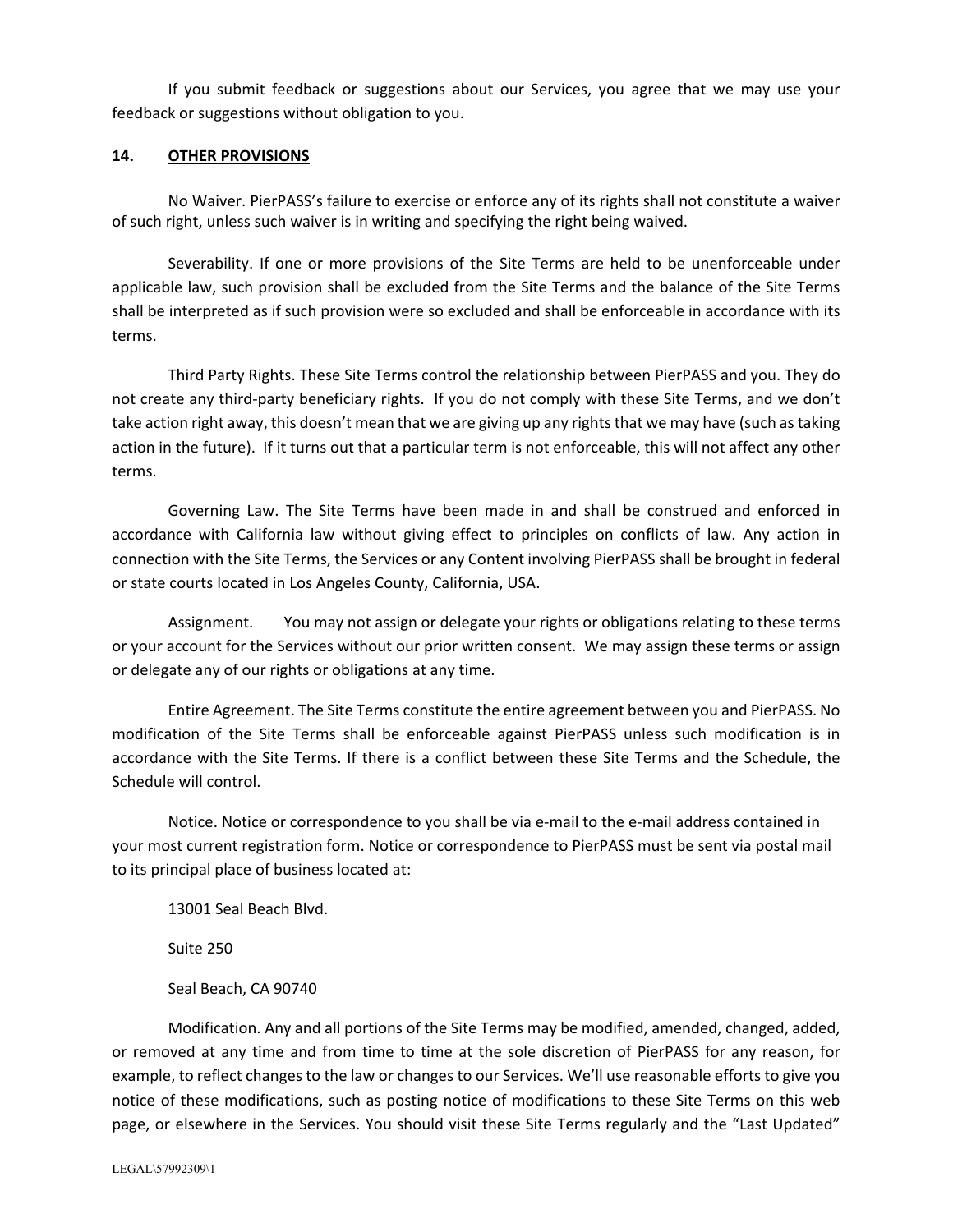If you submit feedback or suggestions about our Services, you agree that we may use your feedback or suggestions without obligation to you.

## 14. OTHER PROVISIONS

No Waiver. PierPASS's failure to exercise or enforce any of its rights shall not constitute a waiver of such right, unless such waiver is in writing and specifying the right being waived.

Severability. If one or more provisions of the Site Terms are held to be unenforceable under applicable law, such provision shall be excluded from the Site Terms and the balance of the Site Terms shall be interpreted as if such provision were so excluded and shall be enforceable in accordance with its terms.

Third Party Rights. These Site Terms control the relationship between PierPASS and you. They do not create any third-party beneficiary rights. If you do not comply with these Site Terms, and we don't take action right away, this doesn't mean that we are giving up any rights that we may have (such as taking action in the future). If it turns out that a particular term is not enforceable, this will not affect any other terms.

Governing Law. The Site Terms have been made in and shall be construed and enforced in accordance with California law without giving effect to principles on conflicts of law. Any action in connection with the Site Terms, the Services or any Content involving PierPASS shall be brought in federal or state courts located in Los Angeles County, California, USA.

Assignment. You may not assign or delegate your rights or obligations relating to these terms or your account for the Services without our prior written consent. We may assign these terms or assign or delegate any of our rights or obligations at any time.

Entire Agreement. The Site Terms constitute the entire agreement between you and PierPASS. No modification of the Site Terms shall be enforceable against PierPASS unless such modification is in accordance with the Site Terms. If there is a conflict between these Site Terms and the Schedule, the Schedule will control.

Notice. Notice or correspondence to you shall be via e-mail to the e-mail address contained in your most current registration form. Notice or correspondence to PierPASS must be sent via postal mail to its principal place of business located at:

13001 Seal Beach Blvd.

Suite 250

Seal Beach, CA 90740

Modification. Any and all portions of the Site Terms may be modified, amended, changed, added, or removed at any time and from time to time at the sole discretion of PierPASS for any reason, for example, to reflect changes to the law or changes to our Services. We'll use reasonable efforts to give you notice of these modifications, such as posting notice of modifications to these Site Terms on this web page, or elsewhere in the Services. You should visit these Site Terms regularly and the "Last Updated"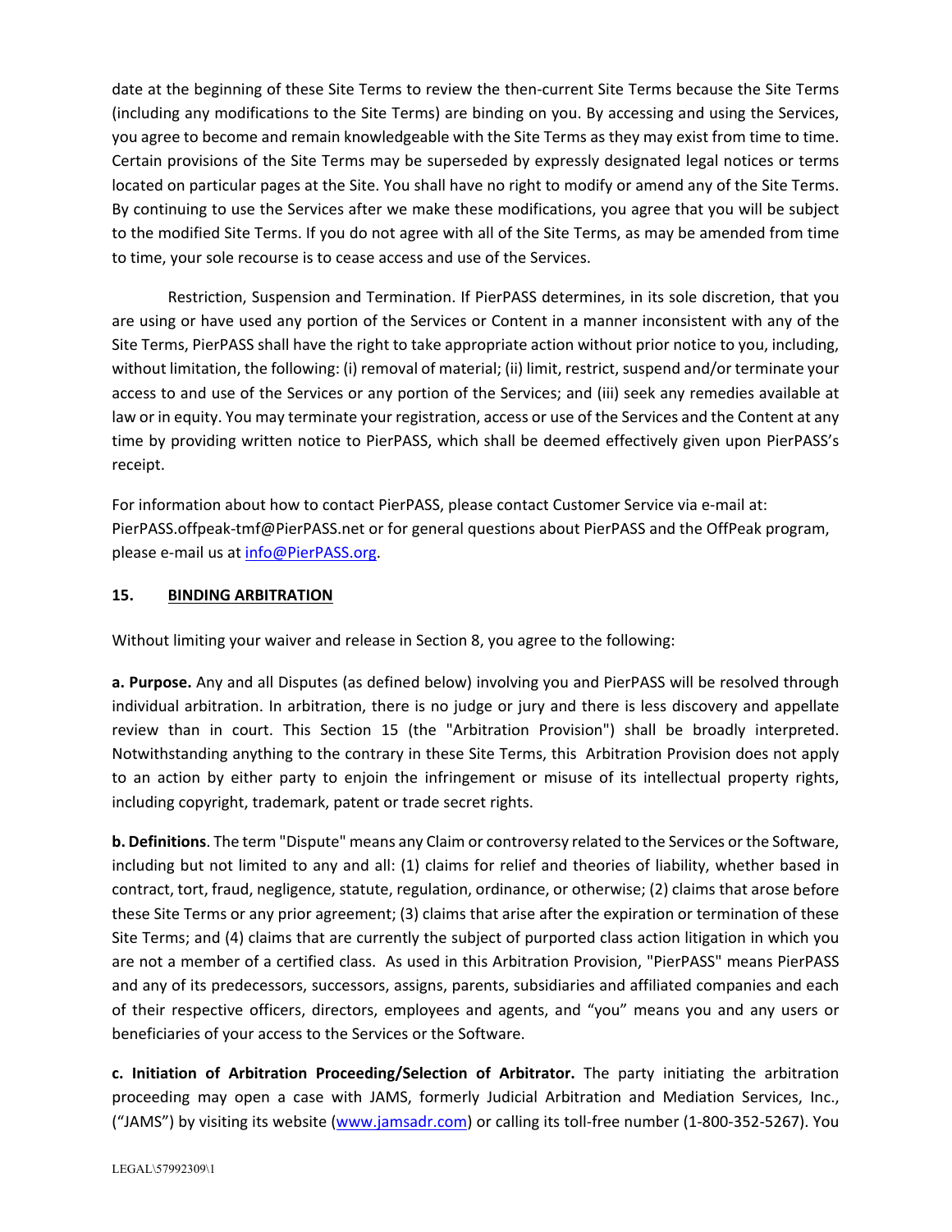date at the beginning of these Site Terms to review the then-current Site Terms because the Site Terms (including any modifications to the Site Terms) are binding on you. By accessing and using the Services, you agree to become and remain knowledgeable with the Site Terms as they may exist from time to time. Certain provisions of the Site Terms may be superseded by expressly designated legal notices or terms located on particular pages at the Site. You shall have no right to modify or amend any of the Site Terms. By continuing to use the Services after we make these modifications, you agree that you will be subject to the modified Site Terms. If you do not agree with all of the Site Terms, as may be amended from time to time, your sole recourse is to cease access and use of the Services.

Restriction, Suspension and Termination. If PierPASS determines, in its sole discretion, that you are using or have used any portion of the Services or Content in a manner inconsistent with any of the Site Terms, PierPASS shall have the right to take appropriate action without prior notice to you, including, without limitation, the following: (i) removal of material; (ii) limit, restrict, suspend and/or terminate your access to and use of the Services or any portion of the Services; and (iii) seek any remedies available at law or in equity. You may terminate your registration, access or use of the Services and the Content at any time by providing written notice to PierPASS, which shall be deemed effectively given upon PierPASS's receipt.

For information about how to contact PierPASS, please contact Customer Service via e-mail at: PierPASS.offpeak-tmf@PierPASS.net or for general questions about PierPASS and the OffPeak program, please e-mail us at [info@PierPASS.org](mailto:info@PierPASS.org).

## 15. <u>BINDING ARBITRATION</u>

Without limiting your waiver and release in Section 8, you agree to the following:

**a. Purpose.** Any and all Disputes (as defined below) involving you and PierPASS will be resolved through individual arbitration. In arbitration, there is no judge or jury and there is less discovery and appellate review than in court. This Section 15 (the "Arbitration Provision") shall be broadly interpreted. Notwithstanding anything to the contrary in these Site Terms, this Arbitration Provision does not apply to an action by either party to enjoin the infringement or misuse of its intellectual property rights, including copyright, trademark, patent or trade secret rights.

**b. Definitions**. The term "Dispute" means any Claim or controversy related to the Services or the Software, including but not limited to any and all: (1) claims for relief and theories of liability, whether based in contract, tort, fraud, negligence, statute, regulation, ordinance, or otherwise; (2) claims that arose before these Site Terms or any prior agreement; (3) claims that arise after the expiration or termination of these Site Terms; and (4) claims that are currently the subject of purported class action litigation in which you are not a member of a certified class. As used in this Arbitration Provision, "PierPASS" means PierPASS and any of its predecessors, successors, assigns, parents, subsidiaries and affiliated companies and each of their respective officers, directors, employees and agents, and "you" means you and any users or beneficiaries of your access to the Services or the Software.

**c. Initiation of Arbitration Proceeding/Selection of Arbitrator.** The party initiating the arbitration proceeding may open a case with JAMS, formerly Judicial Arbitration and Mediation Services, Inc., ("JAMS") by visiting its website ([www.jamsadr.com](http://www.jamsadr.com)) or calling its toll-free number (1-800-352-5267). You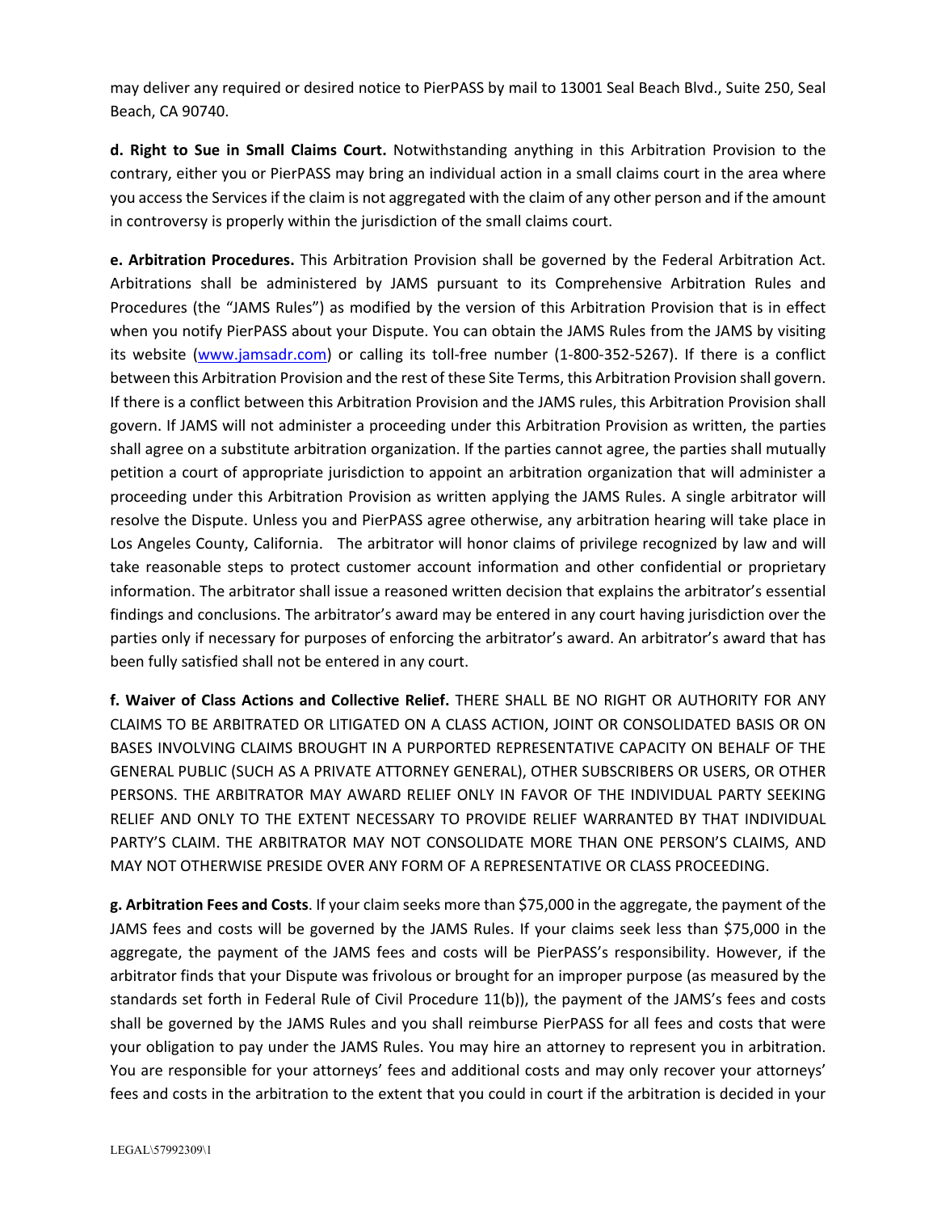may deliver any required or desired notice to PierPASS by mail to 13001 Seal Beach Blvd., Suite 250, Seal Beach, CA 90740.

**d. Right to Sue in Small Claims Court.** Notwithstanding anything in this Arbitration Provision to the contrary, either you or PierPASS may bring an individual action in a small claims court in the area where you access the Services if the claim is not aggregated with the claim of any other person and if the amount in controversy is properly within the jurisdiction of the small claims court.

**e. Arbitration Procedures.** This Arbitration Provision shall be governed by the Federal Arbitration Act. Arbitrations shall be administered by JAMS pursuant to its Comprehensive Arbitration Rules and Procedures (the "JAMS Rules") as modified by the version of this Arbitration Provision that is in effect when you notify PierPASS about your Dispute. You can obtain the JAMS Rules from the JAMS by visiting its website ([www.jamsadr.com](www.jamsadr.com)) or calling its toll-free number (1-800-352-5267). If there is a conflict between this Arbitration Provision and the rest of these Site Terms, this Arbitration Provision shall govern. If there is a conflict between this Arbitration Provision and the JAMS rules, this Arbitration Provision shall govern. If JAMS will not administer a proceeding under this Arbitration Provision as written, the parties shall agree on a substitute arbitration organization. If the parties cannot agree, the parties shall mutually petition a court of appropriate jurisdiction to appoint an arbitration organization that will administer a proceeding under this Arbitration Provision as written applying the JAMS Rules. A single arbitrator will resolve the Dispute. Unless you and PierPASS agree otherwise, any arbitration hearing will take place in Los Angeles County, California. The arbitrator will honor claims of privilege recognized by law and will take reasonable steps to protect customer account information and other confidential or proprietary information. The arbitrator shall issue a reasoned written decision that explains the arbitrator's essential findings and conclusions. The arbitrator's award may be entered in any court having jurisdiction over the parties only if necessary for purposes of enforcing the arbitrator's award. An arbitrator's award that has been fully satisfied shall not be entered in any court.

**f. Waiver of Class Actions and Collective Relief.** THERE SHALL BE NO RIGHT OR AUTHORITY FOR ANY CLAIMS TO BE ARBITRATED OR LITIGATED ON A CLASS ACTION, JOINT OR CONSOLIDATED BASIS OR ON BASES INVOLVING CLAIMS BROUGHT IN A PURPORTED REPRESENTATIVE CAPACITY ON BEHALF OF THE GENERAL PUBLIC (SUCH AS A PRIVATE ATTORNEY GENERAL), OTHER SUBSCRIBERS OR USERS, OR OTHER PERSONS. THE ARBITRATOR MAY AWARD RELIEF ONLY IN FAVOR OF THE INDIVIDUAL PARTY SEEKING RELIEF AND ONLY TO THE EXTENT NECESSARY TO PROVIDE RELIEF WARRANTED BY THAT INDIVIDUAL PARTY'S CLAIM. THE ARBITRATOR MAY NOT CONSOLIDATE MORE THAN ONE PERSON'S CLAIMS, AND MAY NOT OTHERWISE PRESIDE OVER ANY FORM OF A REPRESENTATIVE OR CLASS PROCEEDING.

**g. Arbitration Fees and Costs**. If your claim seeks more than $75,000 in the aggregate, the payment of the JAMS fees and costs will be governed by the JAMS Rules. If your claims seek less than $75,000 in the aggregate, the payment of the JAMS fees and costs will be PierPASS's responsibility. However, if the arbitrator finds that your Dispute was frivolous or brought for an improper purpose (as measured by the standards set forth in Federal Rule of Civil Procedure 11(b)), the payment of the JAMS's fees and costs shall be governed by the JAMS Rules and you shall reimburse PierPASS for all fees and costs that were your obligation to pay under the JAMS Rules. You may hire an attorney to represent you in arbitration. You are responsible for your attorneys' fees and additional costs and may only recover your attorneys' fees and costs in the arbitration to the extent that you could in court if the arbitration is decided in your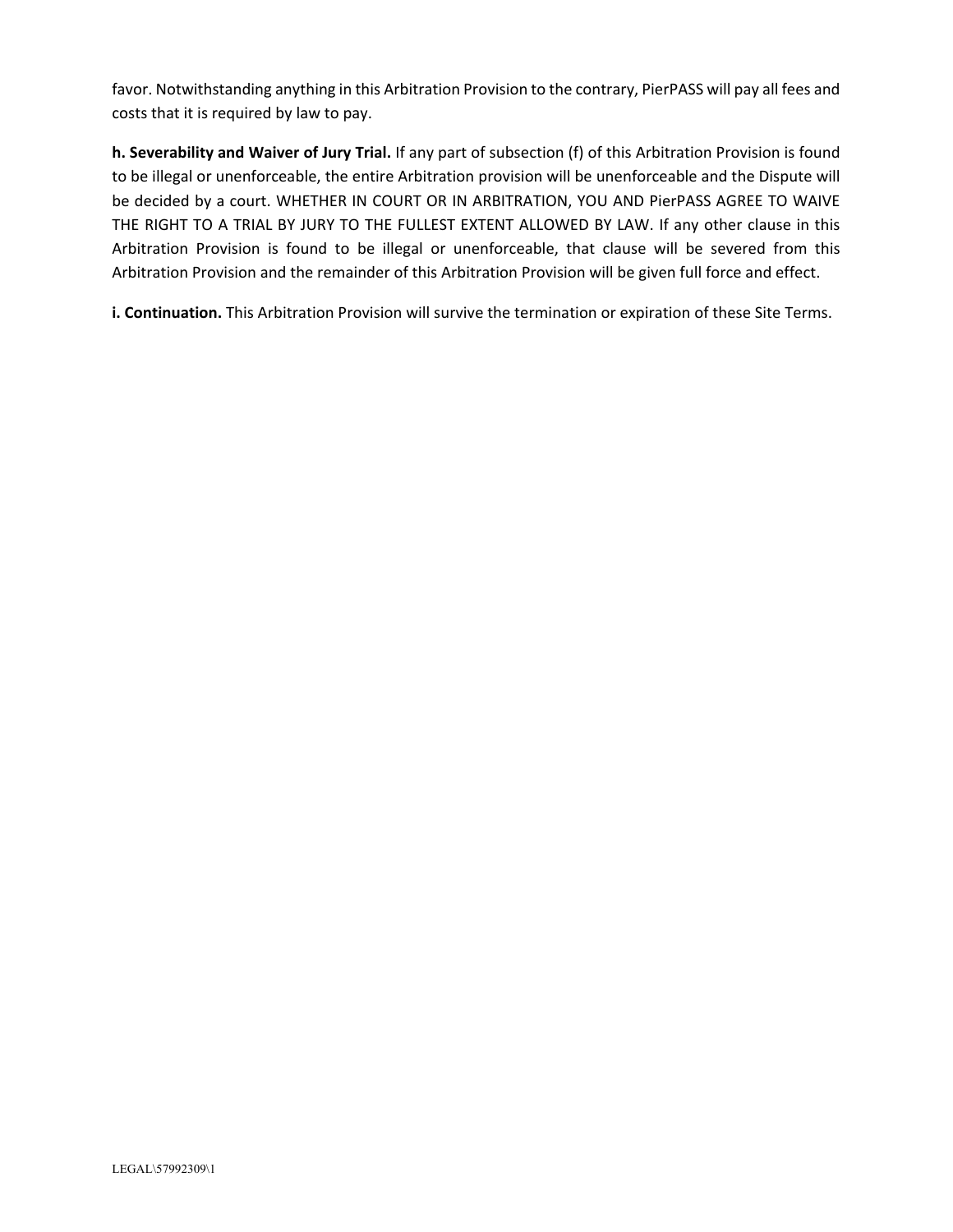favor. Notwithstanding anything in this Arbitration Provision to the contrary, PierPASS will pay all fees and costs that it is required by law to pay.

**h. Severability and Waiver of Jury Trial.** If any part of subsection (f) of this Arbitration Provision is found to be illegal or unenforceable, the entire Arbitration provision will be unenforceable and the Dispute will be decided by a court. WHETHER IN COURT OR IN ARBITRATION, YOU AND PierPASS AGREE TO WAIVE THE RIGHT TO A TRIAL BY JURY TO THE FULLEST EXTENT ALLOWED BY LAW. If any other clause in this Arbitration Provision is found to be illegal or unenforceable, that clause will be severed from this Arbitration Provision and the remainder of this Arbitration Provision will be given full force and effect.

**i. Continuation.** This Arbitration Provision will survive the termination or expiration of these Site Terms.

LEGAL\57992309\1